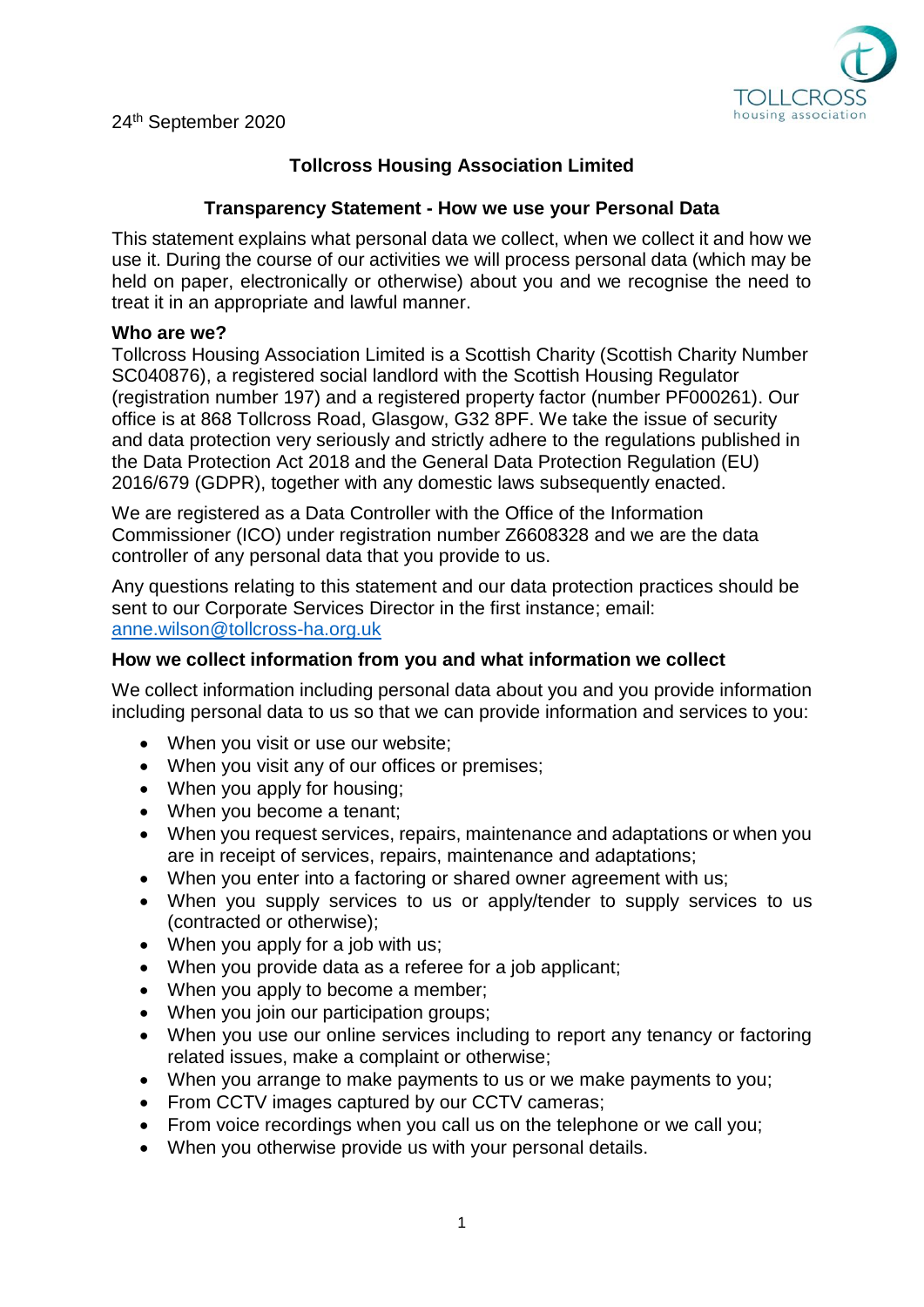24th September 2020

# Tollcross Housing Association Limited

## Transparency Statement - How we use your Personal Data

This statement explains what personal data we collect, when we collect it and how we use it. During the course of our activities we will process personal data (which may be held on paper, electronically or otherwise) about you and we recognise the need to treat it in an appropriate and lawful manner.

### Who are we?

Tollcross Housing Association Limited is a Scottish Charity (Scottish Charity Number SC040876), a registered social landlord with the Scottish Housing Regulator (registration number 197) and a registered property factor (number PF000261). Our office is at 868 Tollcross Road, Glasgow, G32 8PF. We take the issue of security and data protection very seriously and strictly adhere to the regulations published in the Data Protection Act 2018 and the General Data Protection Regulation (EU) 2016/679 (GDPR), together with any domestic laws subsequently enacted.

We are registered as a Data Controller with the Office of the Information Commissioner (ICO) under registration number Z6608328 and we are the data controller of any personal data that you provide to us.

Any questions relating to this statement and our data protection practices should be sent to our Corporate Services Director in the first instance; email: anne.wilson@tollcross-ha.org.uk

### How we collect information from you and what information we collect

We collect information including personal data about you and you provide information including personal data to us so that we can provide information and services to you:

- When you visit or use our website;
- When you visit any of our offices or premises;
- When you apply for housing;
- When you become a tenant;
- When you request services, repairs, maintenance and adaptations or when you are in receipt of services, repairs, maintenance and adaptations;
- When you enter into a factoring or shared owner agreement with us;
- When you supply services to us or apply/tender to supply services to us (contracted or otherwise);
- When you apply for a job with us;
- When you provide data as a referee for a job applicant;
- When you apply to become a member;
- When you join our participation groups;
- When you use our online services including to report any tenancy or factoring related issues, make a complaint or otherwise;
- When you arrange to make payments to us or we make payments to you;
- From CCTV images captured by our CCTV cameras;
- From voice recordings when you call us on the telephone or we call you;
- When you otherwise provide us with your personal details.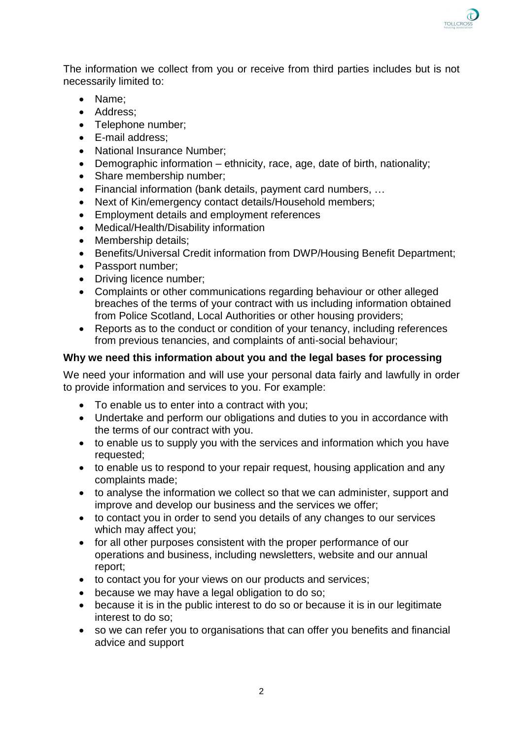The information we collect from you or receive from third parties includes but is not necessarily limited to:

- Name;
- Address;
- Telephone number;
- E-mail address;
- National Insurance Number;
- Demographic information – ethnicity, race, age, date of birth, nationality;
- Share membership number;
- Financial information (bank details, payment card numbers, …
- Next of Kin/emergency contact details/Household members;
- Employment details and employment references
- Medical/Health/Disability information
- Membership details;
- Benefits/Universal Credit information from DWP/Housing Benefit Department;
- Passport number;
- Driving licence number;
- Complaints or other communications regarding behaviour or other alleged breaches of the terms of your contract with us including information obtained from Police Scotland, Local Authorities or other housing providers;
- Reports as to the conduct or condition of your tenancy, including references from previous tenancies, and complaints of anti-social behaviour;

**Why we need this information about you and the legal bases for processing**

We need your information and will use your personal data fairly and lawfully in order to provide information and services to you. For example:

- To enable us to enter into a contract with you;
- Undertake and perform our obligations and duties to you in accordance with the terms of our contract with you.
- to enable us to supply you with the services and information which you have requested;
- to enable us to respond to your repair request, housing application and any complaints made;
- to analyse the information we collect so that we can administer, support and improve and develop our business and the services we offer;
- to contact you in order to send you details of any changes to our services which may affect you;
- for all other purposes consistent with the proper performance of our operations and business, including newsletters, website and our annual report;
- to contact you for your views on our products and services;
- because we may have a legal obligation to do so;
- because it is in the public interest to do so or because it is in our legitimate interest to do so;
- so we can refer you to organisations that can offer you benefits and financial advice and support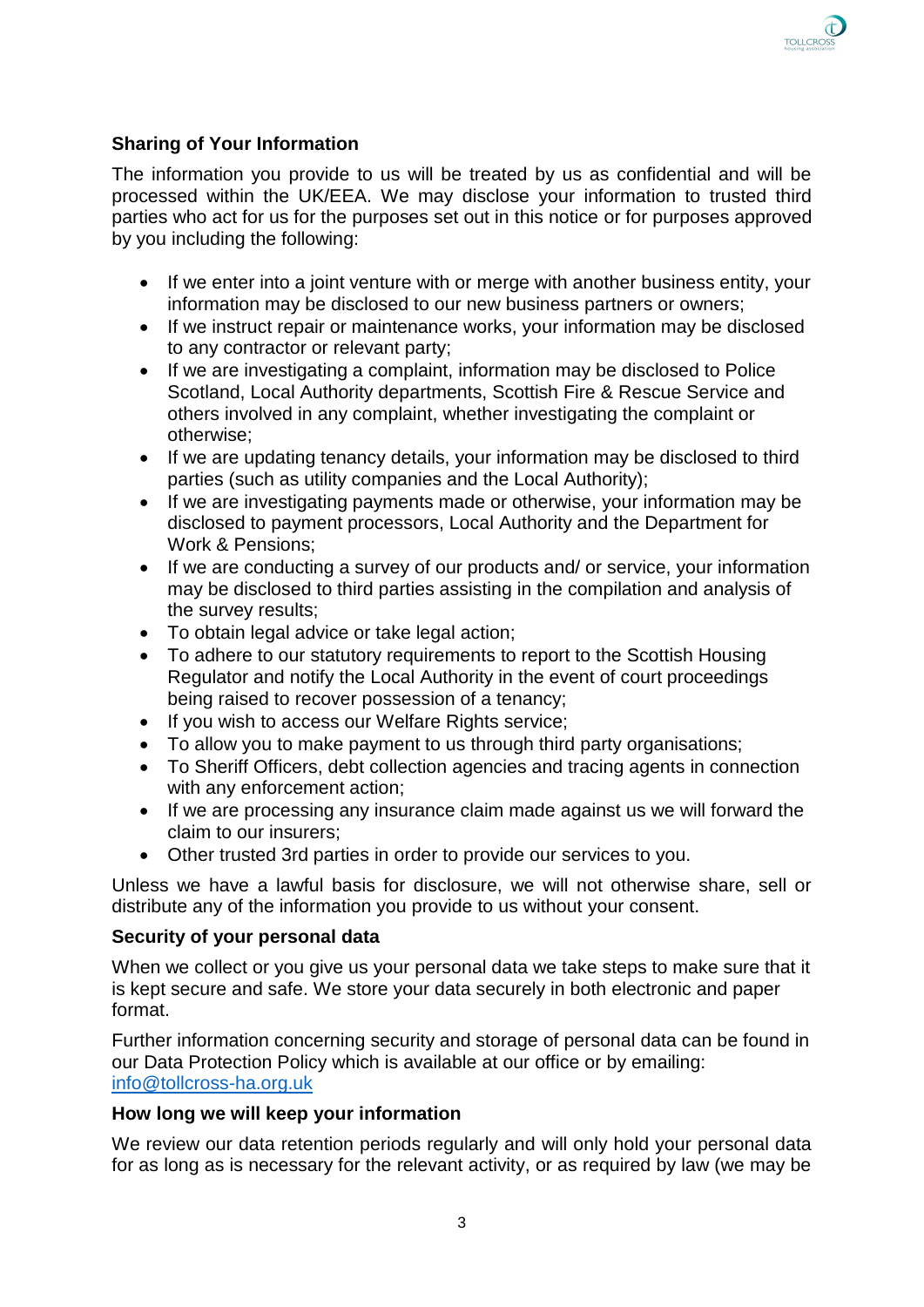**Sharing of Your Information**

The information you provide to us will be treated by us as confidential and will be processed within the UK/EEA. We may disclose your information to trusted third parties who act for us for the purposes set out in this notice or for purposes approved by you including the following:

- If we enter into a joint venture with or merge with another business entity, your information may be disclosed to our new business partners or owners;
- If we instruct repair or maintenance works, your information may be disclosed to any contractor or relevant party;
- If we are investigating a complaint, information may be disclosed to Police Scotland, Local Authority departments, Scottish Fire & Rescue Service and others involved in any complaint, whether investigating the complaint or otherwise;
- If we are updating tenancy details, your information may be disclosed to third parties (such as utility companies and the Local Authority);
- If we are investigating payments made or otherwise, your information may be disclosed to payment processors, Local Authority and the Department for Work & Pensions;
- If we are conducting a survey of our products and/ or service, your information may be disclosed to third parties assisting in the compilation and analysis of the survey results;
- To obtain legal advice or take legal action;
- To adhere to our statutory requirements to report to the Scottish Housing Regulator and notify the Local Authority in the event of court proceedings being raised to recover possession of a tenancy;
- If you wish to access our Welfare Rights service;
- To allow you to make payment to us through third party organisations;
- To Sheriff Officers, debt collection agencies and tracing agents in connection with any enforcement action;
- If we are processing any insurance claim made against us we will forward the claim to our insurers;
- Other trusted 3rd parties in order to provide our services to you.

Unless we have a lawful basis for disclosure, we will not otherwise share, sell or distribute any of the information you provide to us without your consent.

**Security of your personal data**

When we collect or you give us your personal data we take steps to make sure that it is kept secure and safe. We store your data securely in both electronic and paper format.

Further information concerning security and storage of personal data can be found in our Data Protection Policy which is available at our office or by emailing: info@tollcross-ha.org.uk

**How long we will keep your information**

We review our data retention periods regularly and will only hold your personal data for as long as is necessary for the relevant activity, or as required by law (we may be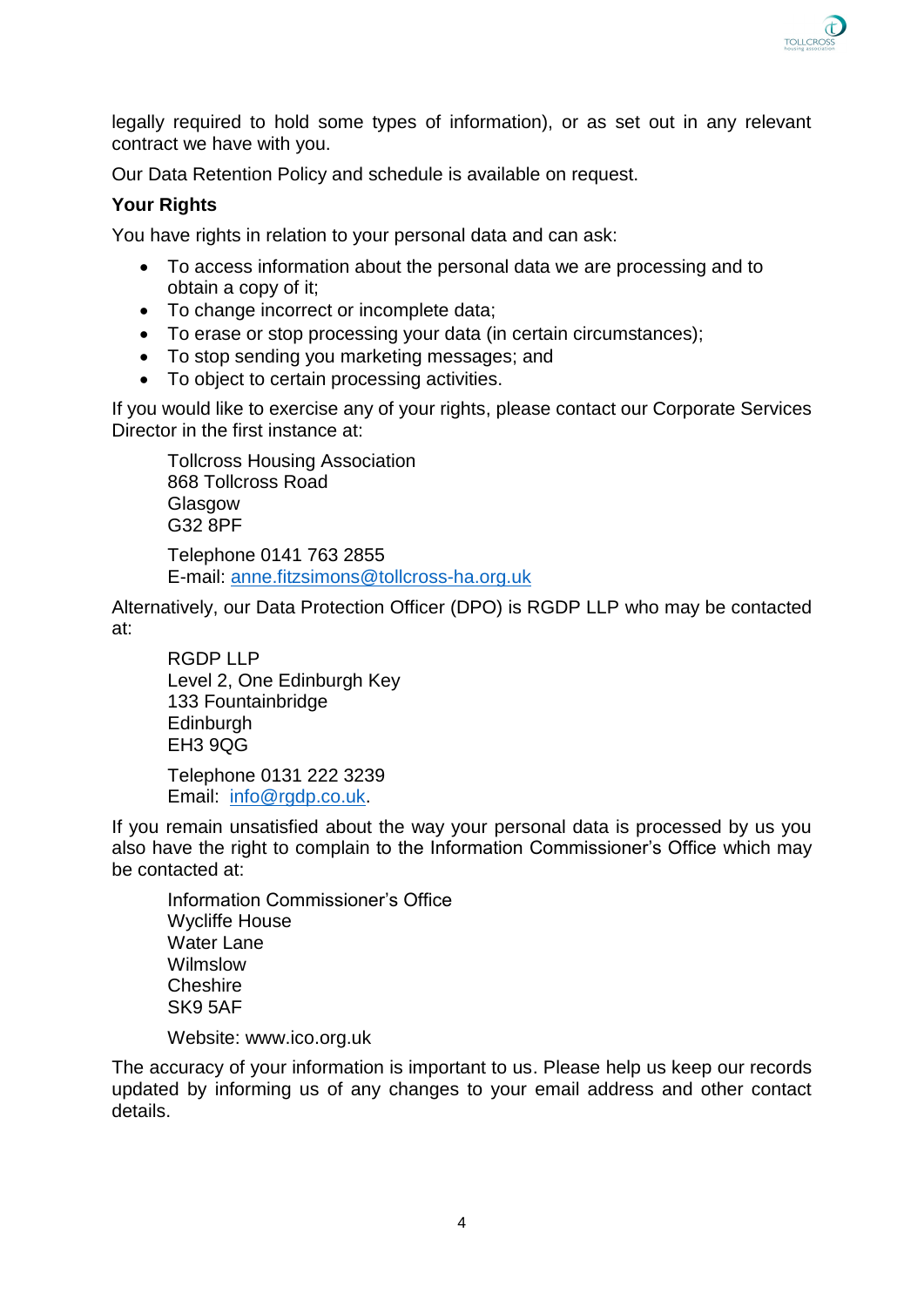legally required to hold some types of information), or as set out in any relevant contract we have with you.

Our Data Retention Policy and schedule is available on request.

**Your Rights**

You have rights in relation to your personal data and can ask:

- To access information about the personal data we are processing and to obtain a copy of it;
- To change incorrect or incomplete data;
- To erase or stop processing your data (in certain circumstances);
- To stop sending you marketing messages; and
- To object to certain processing activities.

If you would like to exercise any of your rights, please contact our Corporate Services Director in the first instance at:

Tollcross Housing Association
868 Tollcross Road
Glasgow
G32 8PF

Telephone 0141 763 2855
E-mail: anne.fitzsimons@tollcross-ha.org.uk

Alternatively, our Data Protection Officer (DPO) is RGDP LLP who may be contacted at:

RGDP LLP
Level 2, One Edinburgh Key
133 Fountainbridge
Edinburgh
EH3 9QG

Telephone 0131 222 3239
Email: info@rgdp.co.uk.

If you remain unsatisfied about the way your personal data is processed by us you also have the right to complain to the Information Commissioner's Office which may be contacted at:

Information Commissioner's Office
Wycliffe House
Water Lane
Wilmslow
Cheshire
SK9 5AF

Website: www.ico.org.uk

The accuracy of your information is important to us. Please help us keep our records updated by informing us of any changes to your email address and other contact details.